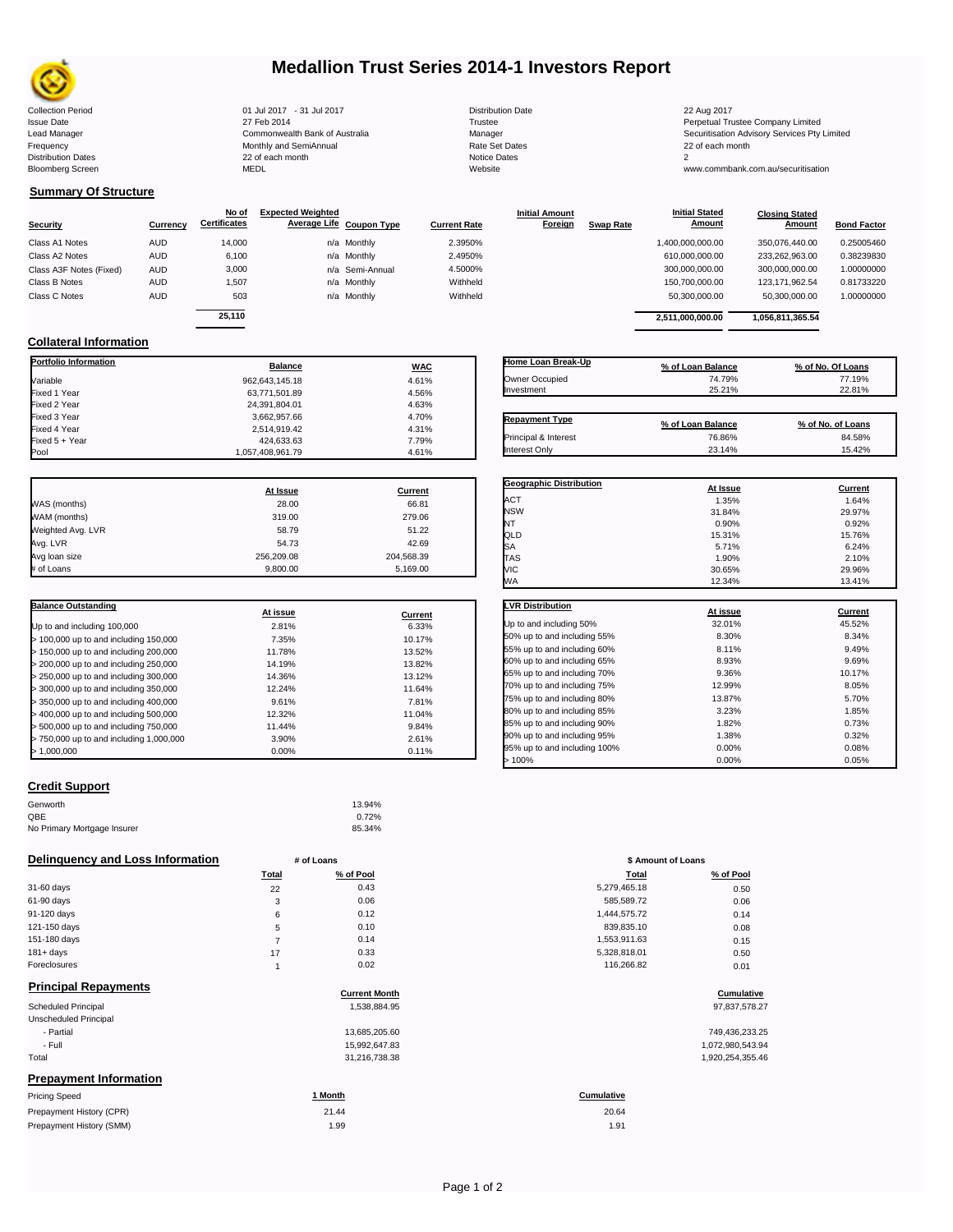# Medallion Trust Series 2014-1 Investors Report

| | | | |
|---|---|---|---|
| Collection Period | 01 Jul 2017 - 31 Jul 2017 | Distribution Date | 22 Aug 2017 |
| Issue Date | 27 Feb 2014 | Trustee | Perpetual Trustee Company Limited |
| Lead Manager | Commonwealth Bank of Australia | Manager | Securitisation Advisory Services Pty Limited |
| Frequency | Monthly and SemiAnnual | Rate Set Dates | 22 of each month |
| Distribution Dates | 22 of each month | Notice Dates | 2 |
| Bloomberg Screen | MEDL | Website | www.commbank.com.au/securitisation |

## Summary Of Structure

| Security | Currency | No of Certificates | Expected Weighted Average Life | Coupon Type | Current Rate | Initial Amount Foreign | Swap Rate | Initial Stated Amount | Closing Stated Amount | Bond Factor |
|---|---|---|---|---|---|---|---|---|---|---|
| Class A1 Notes | AUD | 14,000 | n/a | Monthly | 2.3950% | | | 1,400,000,000.00 | 350,076,440.00 | 0.25005460 |
| Class A2 Notes | AUD | 6,100 | n/a | Monthly | 2.4950% | | | 610,000,000.00 | 233,262,963.00 | 0.38239830 |
| Class A3F Notes (Fixed) | AUD | 3,000 | n/a | Semi-Annual | 4.5000% | | | 300,000,000.00 | 300,000,000.00 | 1.00000000 |
| Class B Notes | AUD | 1,507 | n/a | Monthly | Withheld | | | 150,700,000.00 | 123,171,962.54 | 0.81733220 |
| Class C Notes | AUD | 503 | n/a | Monthly | Withheld | | | 50,300,000.00 | 50,300,000.00 | 1.00000000 |
| | | 25,110 | | | | | | 2,511,000,000.00 | 1,056,811,365.54 | |

## Collateral Information

| Portfolio Information | Balance | WAC |
|---|---|---|
| Variable | 962,643,145.18 | 4.61% |
| Fixed 1 Year | 63,771,501.89 | 4.56% |
| Fixed 2 Year | 24,391,804.01 | 4.63% |
| Fixed 3 Year | 3,662,957.66 | 4.70% |
| Fixed 4 Year | 2,514,919.42 | 4.31% |
| Fixed 5 + Year | 424,633.63 | 7.79% |
| Pool | 1,057,408,961.79 | 4.61% |

| Home Loan Break-Up | % of Loan Balance | % of No. Of Loans |
|---|---|---|
| Owner Occupied | 74.79% | 77.19% |
| Investment | 25.21% | 22.81% |

| Repayment Type | % of Loan Balance | % of No. of Loans |
|---|---|---|
| Principal & Interest | 76.86% | 84.58% |
| Interest Only | 23.14% | 15.42% |

| | At Issue | Current |
|---|---|---|
| WAS (months) | 28.00 | 66.81 |
| WAM (months) | 319.00 | 279.06 |
| Weighted Avg. LVR | 58.79 | 51.22 |
| Avg. LVR | 54.73 | 42.69 |
| Avg loan size | 256,209.08 | 204,568.39 |
| # of Loans | 9,800.00 | 5,169.00 |

| Geographic Distribution | At Issue | Current |
|---|---|---|
| ACT | 1.35% | 1.64% |
| NSW | 31.84% | 29.97% |
| NT | 0.90% | 0.92% |
| QLD | 15.31% | 15.76% |
| SA | 5.71% | 6.24% |
| TAS | 1.90% | 2.10% |
| VIC | 30.65% | 29.96% |
| WA | 12.34% | 13.41% |

| Balance Outstanding | At issue | Current |
|---|---|---|
| Up to and including 100,000 | 2.81% | 6.33% |
| > 100,000 up to and including 150,000 | 7.35% | 10.17% |
| > 150,000 up to and including 200,000 | 11.78% | 13.52% |
| > 200,000 up to and including 250,000 | 14.19% | 13.82% |
| > 250,000 up to and including 300,000 | 14.36% | 13.12% |
| > 300,000 up to and including 350,000 | 12.24% | 11.64% |
| > 350,000 up to and including 400,000 | 9.61% | 7.81% |
| > 400,000 up to and including 500,000 | 12.32% | 11.04% |
| > 500,000 up to and including 750,000 | 11.44% | 9.84% |
| > 750,000 up to and including 1,000,000 | 3.90% | 2.61% |
| > 1,000,000 | 0.00% | 0.11% |

| LVR Distribution | At issue | Current |
|---|---|---|
| Up to and including 50% | 32.01% | 45.52% |
| 50% up to and including 55% | 8.30% | 8.34% |
| 55% up to and including 60% | 8.11% | 9.49% |
| 60% up to and including 65% | 8.93% | 9.69% |
| 65% up to and including 70% | 9.36% | 10.17% |
| 70% up to and including 75% | 12.99% | 8.05% |
| 75% up to and including 80% | 13.87% | 5.70% |
| 80% up to and including 85% | 3.23% | 1.85% |
| 85% up to and including 90% | 1.82% | 0.73% |
| 90% up to and including 95% | 1.38% | 0.32% |
| 95% up to and including 100% | 0.00% | 0.08% |
| > 100% | 0.00% | 0.05% |

## Credit Support

| | |
|---|---|
| Genworth | 13.94% |
| QBE | 0.72% |
| No Primary Mortgage Insurer | 85.34% |

## Delinquency and Loss Information

| | # of Loans Total | # of Loans % of Pool | \$ Amount of Loans Total | \$ Amount of Loans % of Pool |
|---|---|---|---|---|
| 31-60 days | 22 | 0.43 | 5,279,465.18 | 0.50 |
| 61-90 days | 3 | 0.06 | 585,589.72 | 0.06 |
| 91-120 days | 6 | 0.12 | 1,444,575.72 | 0.14 |
| 121-150 days | 5 | 0.10 | 839,835.10 | 0.08 |
| 151-180 days | 7 | 0.14 | 1,553,911.63 | 0.15 |
| 181+ days | 17 | 0.33 | 5,328,818.01 | 0.50 |
| Foreclosures | 1 | 0.02 | 116,266.82 | 0.01 |

## Principal Repayments

| | Current Month | Cumulative |
|---|---|---|
| Scheduled Principal | 1,538,884.95 | 97,837,578.27 |
| Unscheduled Principal | | |
| - Partial | 13,685,205.60 | 749,436,233.25 |
| - Full | 15,992,647.83 | 1,072,980,543.94 |
| Total | 31,216,738.38 | 1,920,254,355.46 |

## Prepayment Information

| Pricing Speed | 1 Month | Cumulative |
|---|---|---|
| Prepayment History (CPR) | 21.44 | 20.64 |
| Prepayment History (SMM) | 1.99 | 1.91 |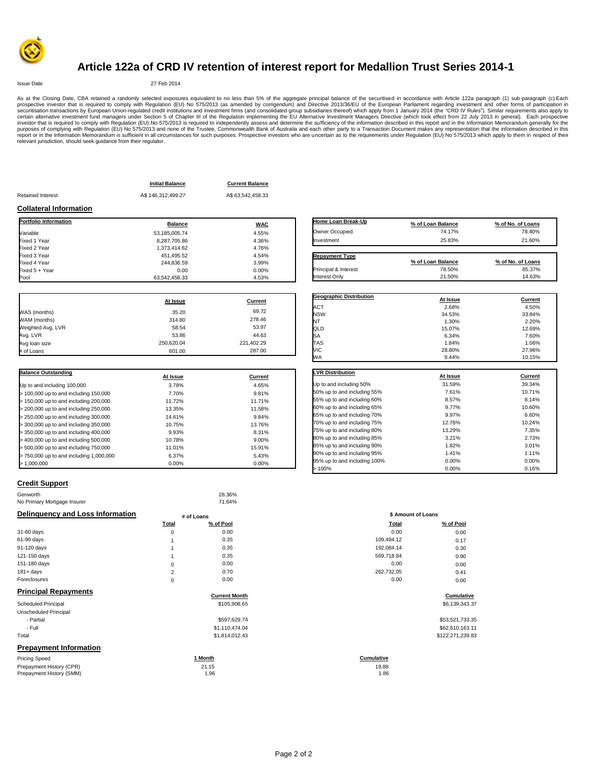# Article 122a of CRD IV retention of interest report for Medallion Trust Series 2014-1

Issue Date 27 Feb 2014

As at the Closing Date, CBA retained a randomly selected exposures equivalent to no less than 5% of the aggregate principal balance of the securitised in accordance with Article 122a paragraph (1) sub-paragraph (c).Each prospective investor that is required to comply with Regulation (EU) No 575/2013 (as amended by corrigendum) and Directive 2013/36/EU of the European Parliament regarding investment and other forms of participation in securitisation transactions by European Union-regulated credit institutions and investment firms (and consolidated group subsidiaries thereof) which apply from 1 January 2014 (the "CRD IV Rules"). Similar requirements also apply to certain alternative investment fund managers under Section 5 of Chapter III of the Regulation implementing the EU Alternative Investment Managers Directive (which took effect from 22 July 2013 in general). Each prospective investor that is required to comply with Regulation (EU) No 575/2013 is required to independently assess and determine the sufficiency of the information described in this report and in the Information Memorandum generally for the purposes of complying with Regulation (EU) No 575/2013 and none of the Trustee, Commonwealth Bank of Australia and each other party to a Transaction Document makes any representation that the information described in this report or in the Information Memorandum is sufficient in all circumstances for such purposes. Prospective investors who are uncertain as to the requirements under Regulation (EU) No 575/2013 which apply to them in respect of their relevant jurisdiction, should seek guidance from their regulator.

| | Initial Balance | Current Balance |
|---|---|---|
| Retained Interest | A$ 146,312,499.27 | A$ 63,542,458.33 |

## Collateral Information

| Portfolio Information | Balance | WAC |
|---|---|---|
| Variable | 53,185,005.74 | 4.55% |
| Fixed 1 Year | 8,287,705.86 | 4.36% |
| Fixed 2 Year | 1,373,414.62 | 4.76% |
| Fixed 3 Year | 451,495.52 | 4.54% |
| Fixed 4 Year | 244,836.59 | 3.99% |
| Fixed 5 + Year | 0.00 | 0.00% |
| Pool | 63,542,458.33 | 4.53% |

| Home Loan Break-Up | % of Loan Balance | % of No. of Loans |
|---|---|---|
| Owner Occupied | 74.17% | 78.40% |
| Investment | 25.83% | 21.60% |

| Repayment Type | % of Loan Balance | % of No. of Loans |
|---|---|---|
| Principal & Interest | 78.50% | 85.37% |
| Interest Only | 21.50% | 14.63% |

| | At Issue | Current |
|---|---|---|
| WAS (months) | 35.20 | 69.72 |
| WAM (months) | 314.80 | 278.46 |
| Weighted Avg. LVR | 58.54 | 53.97 |
| Avg. LVR | 53.86 | 44.63 |
| Avg loan size | 250,620.04 | 221,402.29 |
| # of Loans | 601.00 | 287.00 |

| Geographic Distribution | At Issue | Current |
|---|---|---|
| ACT | 2.68% | 4.50% |
| NSW | 34.53% | 33.84% |
| NT | 1.30% | 2.20% |
| QLD | 15.07% | 12.69% |
| SA | 6.34% | 7.60% |
| TAS | 1.84% | 1.06% |
| VIC | 28.80% | 27.96% |
| WA | 9.44% | 10.15% |

| Balance Outstanding | At issue | Current |
|---|---|---|
| Up to and including 100,000 | 3.78% | 4.65% |
| > 100,000 up to and including 150,000 | 7.70% | 9.81% |
| > 150,000 up to and including 200,000 | 11.72% | 11.71% |
| > 200,000 up to and including 250,000 | 13.35% | 11.58% |
| > 250,000 up to and including 300,000 | 14.61% | 9.84% |
| > 300,000 up to and including 350,000 | 10.75% | 13.76% |
| > 350,000 up to and including 400,000 | 9.93% | 8.31% |
| > 400,000 up to and including 500,000 | 10.78% | 9.00% |
| > 500,000 up to and including 750,000 | 11.01% | 15.91% |
| > 750,000 up to and including 1,000,000 | 6.37% | 5.43% |
| > 1,000,000 | 0.00% | 0.00% |

| LVR Distribution | At issue | Current |
|---|---|---|
| Up to and including 50% | 31.59% | 39.34% |
| 50% up to and including 55% | 7.61% | 10.71% |
| 55% up to and including 60% | 8.57% | 8.14% |
| 60% up to and including 65% | 9.77% | 10.60% |
| 65% up to and including 70% | 9.97% | 6.60% |
| 70% up to and including 75% | 12.76% | 10.24% |
| 75% up to and including 80% | 13.29% | 7.35% |
| 80% up to and including 85% | 3.21% | 2.73% |
| 85% up to and including 90% | 1.82% | 3.01% |
| 90% up to and including 95% | 1.41% | 1.11% |
| 95% up to and including 100% | 0.00% | 0.00% |
| > 100% | 0.00% | 0.16% |

## Credit Support

| | |
|---|---|
| Genworth | 28.36% |
| No Primary Mortgage Insurer | 71.64% |

## Delinquency and Loss Information

| | # of Loans | | $ Amount of Loans | |
|---|---|---|---|---|
| | Total | % of Pool | Total | % of Pool |
| 31-60 days | 0 | 0.00 | 0.00 | 0.00 |
| 61-90 days | 1 | 0.35 | 109,494.12 | 0.17 |
| 91-120 days | 1 | 0.35 | 192,084.14 | 0.30 |
| 121-150 days | 1 | 0.35 | 569,718.84 | 0.90 |
| 151-180 days | 0 | 0.00 | 0.00 | 0.00 |
| 181+ days | 2 | 0.70 | 262,732.05 | 0.41 |
| Foreclosures | 0 | 0.00 | 0.00 | 0.00 |

## Principal Repayments

| | Current Month | Cumulative |
|---|---|---|
| Scheduled Principal | $105,908.65 | $6,139,343.37 |
| Unscheduled Principal | | |
| - Partial | $597,629.74 | $53,521,733.35 |
| - Full | $1,110,474.04 | $62,610,163.11 |
| Total | $1,814,012.43 | $122,271,239.83 |

## Prepayment Information

| Pricing Speed | 1 Month | Cumulative |
|---|---|---|
| Prepayment History (CPR) | 21.15 | 19.88 |
| Prepayment History (SMM) | 1.96 | 1.86 |